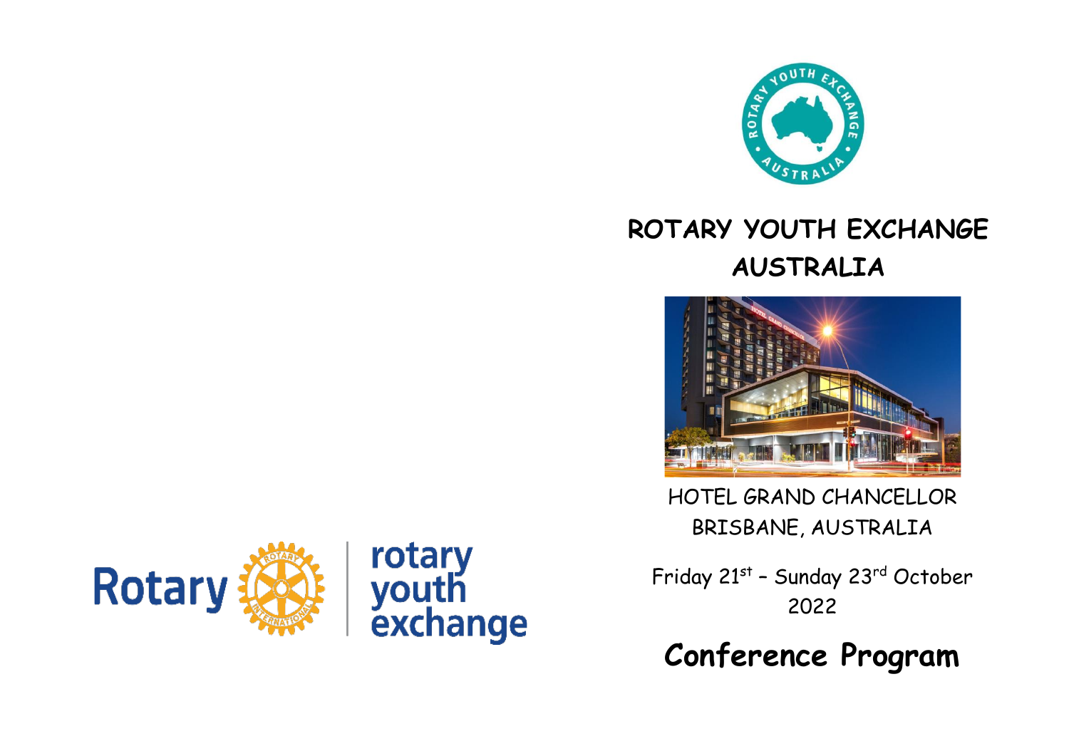# ROTARY YOUTH EXCHANGE AUSTRALIA

HOTEL GRAND CHANCELLOR
BRISBANE, AUSTRALIA

Friday 21st – Sunday 23rd October 2022

## Conference Program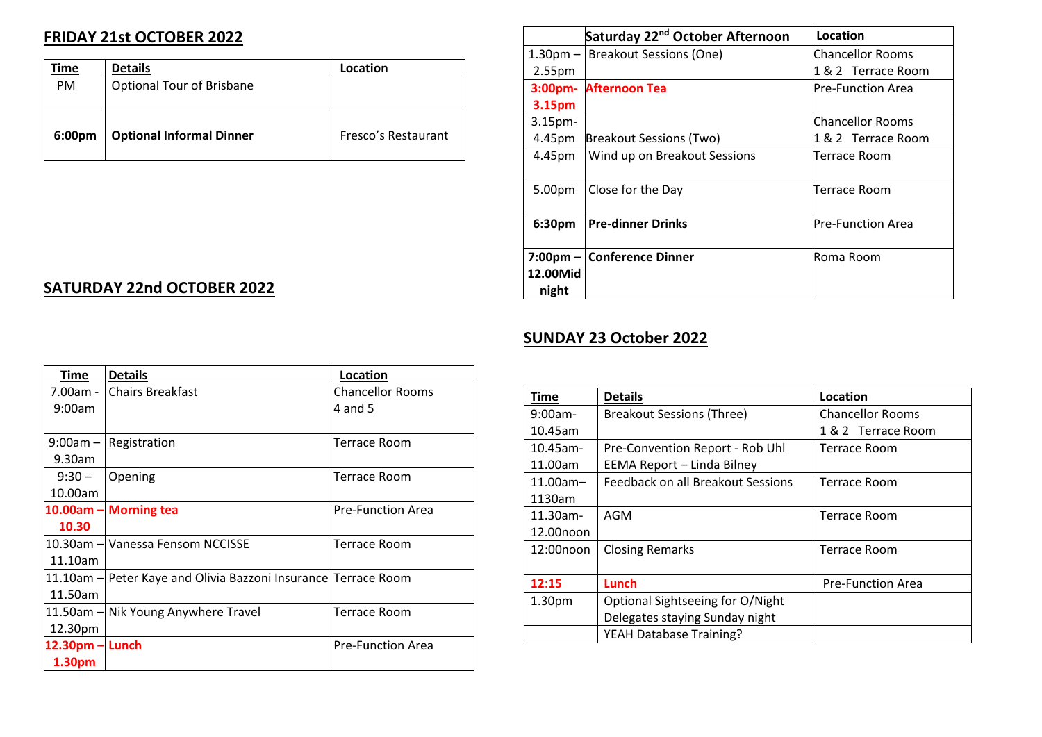## FRIDAY 21st OCTOBER 2022

| Time | Details | Location |
|---|---|---|
| PM | Optional Tour of Brisbane | |
| **6:00pm** | **Optional Informal Dinner** | Fresco's Restaurant |

## SATURDAY 22nd OCTOBER 2022

| Time | Details | Location |
|---|---|---|
| 7.00am - 9:00am | Chairs Breakfast | Chancellor Rooms 4 and 5 |
| 9:00am – 9.30am | Registration | Terrace Room |
| 9:30 – 10.00am | Opening | Terrace Room |
| **10.00am – 10.30** | **Morning tea** | Pre-Function Area |
| 10.30am – 11.10am | Vanessa Fensom NCCISSE | Terrace Room |
| 11.10am – 11.50am | Peter Kaye and Olivia Bazzoni Insurance | Terrace Room |
| 11.50am – 12.30pm | Nik Young Anywhere Travel | Terrace Room |
| **12.30pm – 1.30pm** | **Lunch** | Pre-Function Area |

| | Saturday 22nd October Afternoon | Location |
|---|---|---|
| 1.30pm – 2.55pm | Breakout Sessions (One) | Chancellor Rooms 1 & 2 Terrace Room |
| **3:00pm- 3.15pm** | **Afternoon Tea** | Pre-Function Area |
| 3.15pm- 4.45pm | Breakout Sessions (Two) | Chancellor Rooms 1 & 2 Terrace Room |
| 4.45pm | Wind up on Breakout Sessions | Terrace Room |
| 5.00pm | Close for the Day | Terrace Room |
| **6:30pm** | **Pre-dinner Drinks** | Pre-Function Area |
| **7:00pm – 12.00Midnight** | **Conference Dinner** | Roma Room |

## SUNDAY 23 October 2022

| Time | Details | Location |
|---|---|---|
| 9:00am- 10.45am | Breakout Sessions (Three) | Chancellor Rooms 1 & 2 Terrace Room |
| 10.45am- 11.00am | Pre-Convention Report - Rob Uhl<br>EEMA Report – Linda Bilney | Terrace Room |
| 11.00am– 1130am | Feedback on all Breakout Sessions | Terrace Room |
| 11.30am- 12.00noon | AGM | Terrace Room |
| 12:00noon | Closing Remarks | Terrace Room |
| **12:15** | **Lunch** | Pre-Function Area |
| 1.30pm | Optional Sightseeing for O/Night Delegates staying Sunday night | |
| | YEAH Database Training? | |